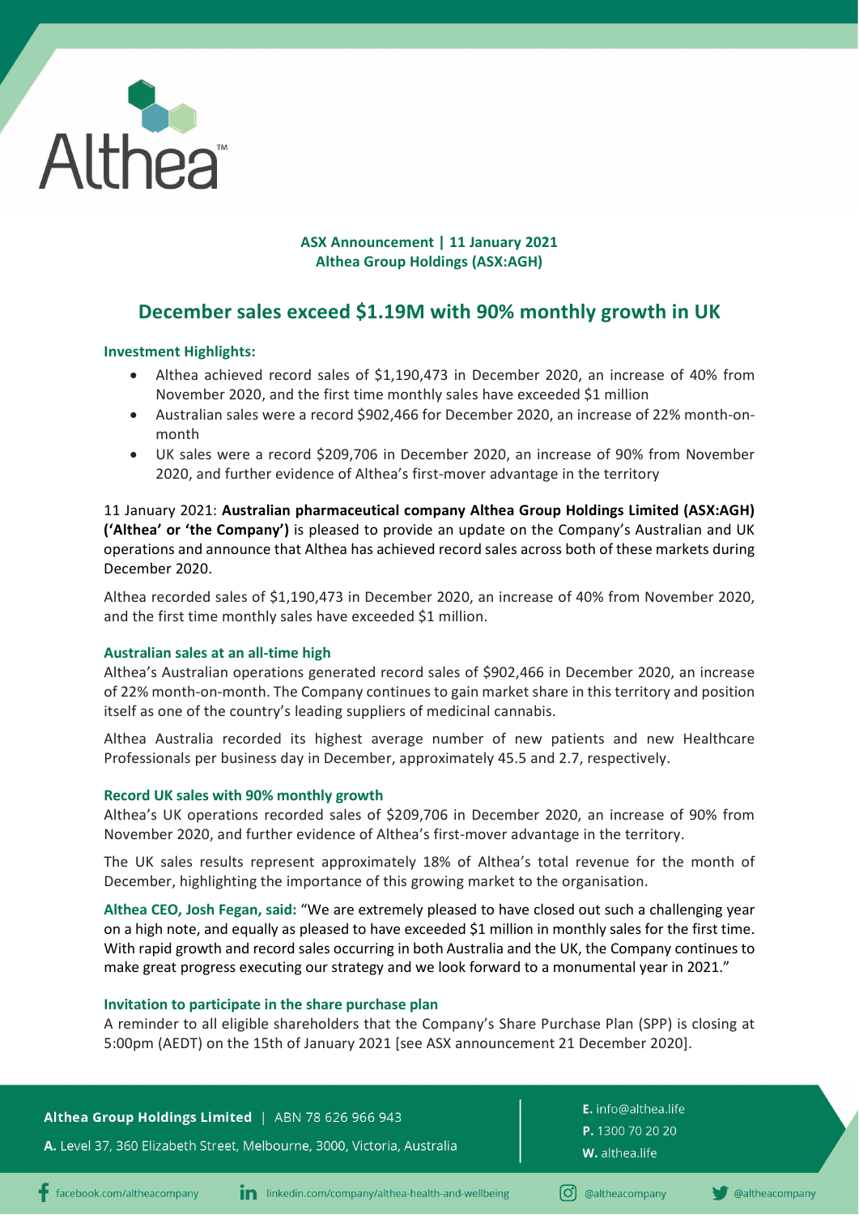**ASX Announcement | 11 January 2021**
**Althea Group Holdings (ASX:AGH)**

# December sales exceed $1.19M with 90% monthly growth in UK

### Investment Highlights:

- Althea achieved record sales of $1,190,473 in December 2020, an increase of 40% from November 2020, and the first time monthly sales have exceeded $1 million
- Australian sales were a record $902,466 for December 2020, an increase of 22% month-on-month
- UK sales were a record $209,706 in December 2020, an increase of 90% from November 2020, and further evidence of Althea's first-mover advantage in the territory

11 January 2021: **Australian pharmaceutical company Althea Group Holdings Limited (ASX:AGH) ('Althea' or 'the Company')** is pleased to provide an update on the Company's Australian and UK operations and announce that Althea has achieved record sales across both of these markets during December 2020.

Althea recorded sales of $1,190,473 in December 2020, an increase of 40% from November 2020, and the first time monthly sales have exceeded $1 million.

### Australian sales at an all-time high

Althea's Australian operations generated record sales of $902,466 in December 2020, an increase of 22% month-on-month. The Company continues to gain market share in this territory and position itself as one of the country's leading suppliers of medicinal cannabis.

Althea Australia recorded its highest average number of new patients and new Healthcare Professionals per business day in December, approximately 45.5 and 2.7, respectively.

### Record UK sales with 90% monthly growth

Althea's UK operations recorded sales of $209,706 in December 2020, an increase of 90% from November 2020, and further evidence of Althea's first-mover advantage in the territory.

The UK sales results represent approximately 18% of Althea's total revenue for the month of December, highlighting the importance of this growing market to the organisation.

**Althea CEO, Josh Fegan, said:** "We are extremely pleased to have closed out such a challenging year on a high note, and equally as pleased to have exceeded $1 million in monthly sales for the first time. With rapid growth and record sales occurring in both Australia and the UK, the Company continues to make great progress executing our strategy and we look forward to a monumental year in 2021."

### Invitation to participate in the share purchase plan

A reminder to all eligible shareholders that the Company's Share Purchase Plan (SPP) is closing at 5:00pm (AEDT) on the 15th of January 2021 [see ASX announcement 21 December 2020].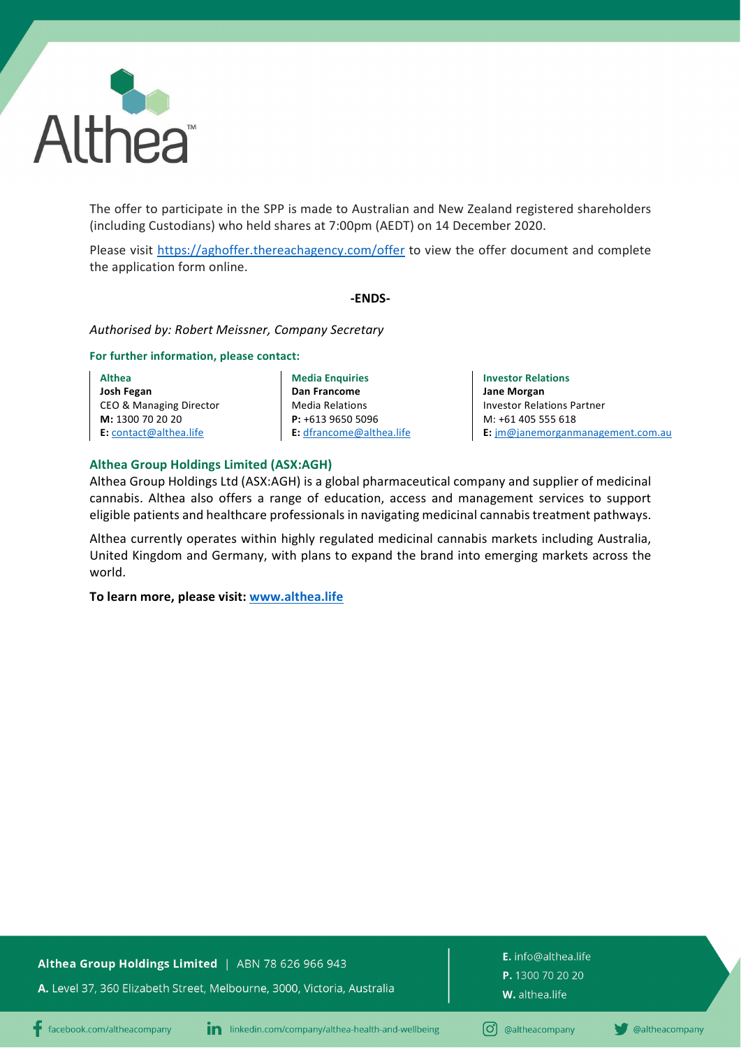The offer to participate in the SPP is made to Australian and New Zealand registered shareholders (including Custodians) who held shares at 7:00pm (AEDT) on 14 December 2020.

Please visit https://aghoffer.thereachagency.com/offer to view the offer document and complete the application form online.

**-ENDS-**

*Authorised by: Robert Meissner, Company Secretary*

**For further information, please contact:**

**Althea**
**Josh Fegan**
CEO & Managing Director
**M:** 1300 70 20 20
**E:** contact@althea.life

**Media Enquiries**
**Dan Francome**
Media Relations
**P:** +613 9650 5096
**E:** dfrancome@althea.life

**Investor Relations**
**Jane Morgan**
Investor Relations Partner
M: +61 405 555 618
**E:** jm@janemorganmanagement.com.au

## Althea Group Holdings Limited (ASX:AGH)

Althea Group Holdings Ltd (ASX:AGH) is a global pharmaceutical company and supplier of medicinal cannabis. Althea also offers a range of education, access and management services to support eligible patients and healthcare professionals in navigating medicinal cannabis treatment pathways.

Althea currently operates within highly regulated medicinal cannabis markets including Australia, United Kingdom and Germany, with plans to expand the brand into emerging markets across the world.

**To learn more, please visit: www.althea.life**